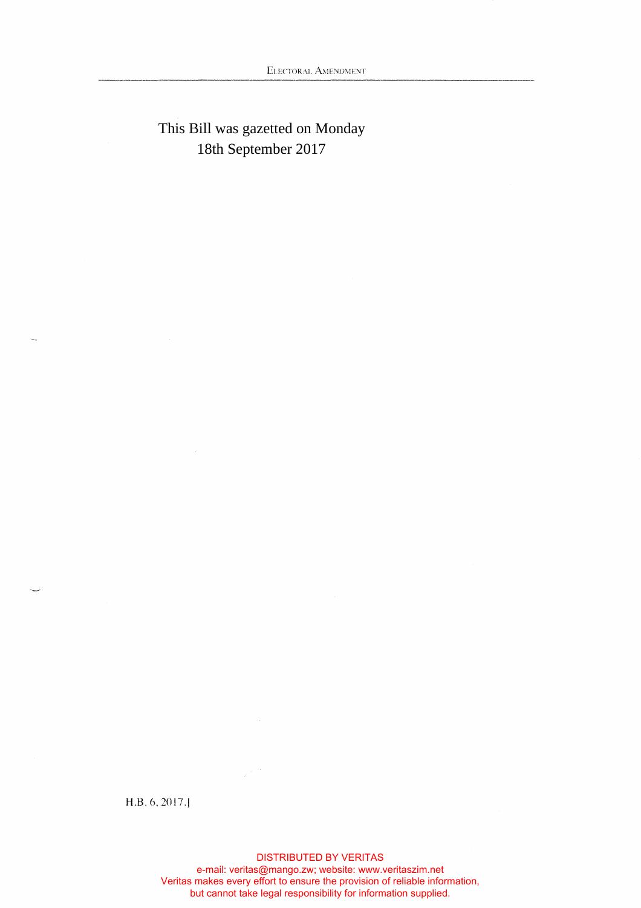This Bill was gazetted on Monday 18th September 2017

H.B. 6, 2017.]

DISTRIBUTED BY VERITAS
e-mail: veritas@mango.zw; website: www.veritaszim.net
Veritas makes every effort to ensure the provision of reliable information, but cannot take legal responsibility for information supplied.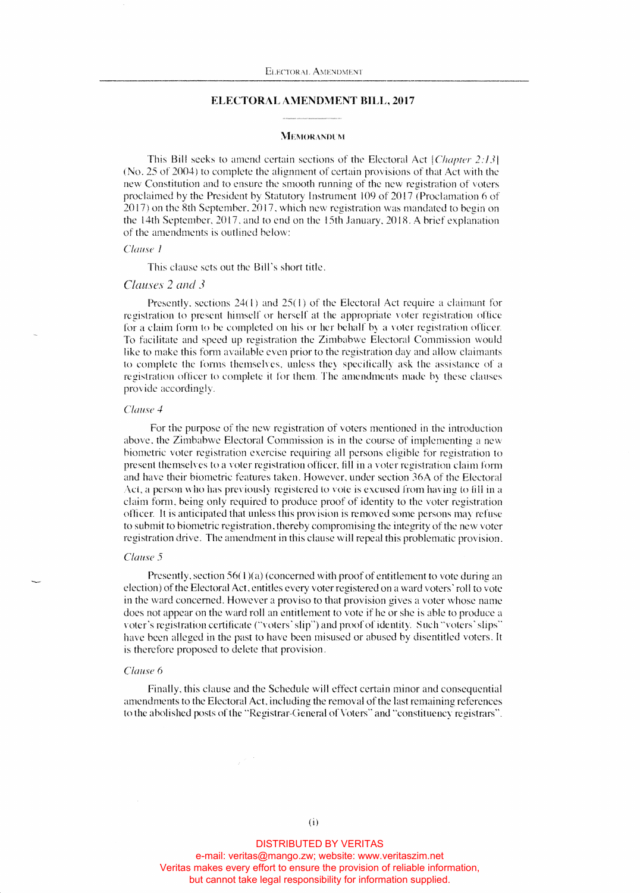# ELECTORAL AMENDMENT BILL, 2017

## MEMORANDUM

This Bill seeks to amend certain sections of the Electoral Act [*Chapter 2:13*] (No. 25 of 2004) to complete the alignment of certain provisions of that Act with the new Constitution and to ensure the smooth running of the new registration of voters proclaimed by the President by Statutory Instrument 109 of 2017 (Proclamation 6 of 2017) on the 8th September, 2017, which new registration was mandated to begin on the 14th September, 2017, and to end on the 15th January, 2018. A brief explanation of the amendments is outlined below:

*Clause 1*

This clause sets out the Bill's short title.

*Clauses 2 and 3*

Presently, sections 24(1) and 25(1) of the Electoral Act require a claimant for registration to present himself or herself at the appropriate voter registration office for a claim form to be completed on his or her behalf by a voter registration officer. To facilitate and speed up registration the Zimbabwe Electoral Commission would like to make this form available even prior to the registration day and allow claimants to complete the forms themselves, unless they specifically ask the assistance of a registration officer to complete it for them. The amendments made by these clauses provide accordingly.

*Clause 4*

For the purpose of the new registration of voters mentioned in the introduction above, the Zimbabwe Electoral Commission is in the course of implementing a new biometric voter registration exercise requiring all persons eligible for registration to present themselves to a voter registration officer, fill in a voter registration claim form and have their biometric features taken. However, under section 36A of the Electoral Act, a person who has previously registered to vote is excused from having to fill in a claim form, being only required to produce proof of identity to the voter registration officer. It is anticipated that unless this provision is removed some persons may refuse to submit to biometric registration, thereby compromising the integrity of the new voter registration drive. The amendment in this clause will repeal this problematic provision.

*Clause 5*

Presently, section 56(1)(a) (concerned with proof of entitlement to vote during an election) of the Electoral Act, entitles every voter registered on a ward voters' roll to vote in the ward concerned. However a proviso to that provision gives a voter whose name does not appear on the ward roll an entitlement to vote if he or she is able to produce a voter's registration certificate ("voters' slip") and proof of identity. Such "voters' slips" have been alleged in the past to have been misused or abused by disentitled voters. It is therefore proposed to delete that provision.

*Clause 6*

Finally, this clause and the Schedule will effect certain minor and consequential amendments to the Electoral Act, including the removal of the last remaining references to the abolished posts of the "Registrar-General of Voters" and "constituency registrars".

DISTRIBUTED BY VERITAS
e-mail: veritas@mango.zw; website: www.veritaszim.net
Veritas makes every effort to ensure the provision of reliable information, but cannot take legal responsibility for information supplied.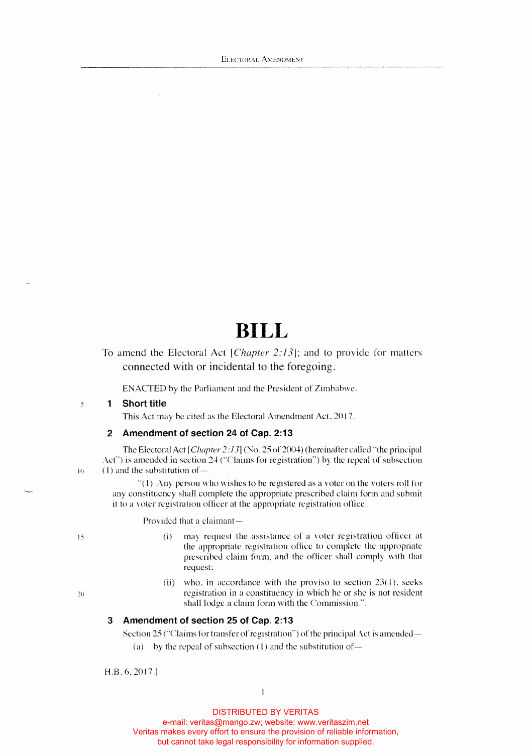# BILL

To amend the Electoral Act [*Chapter 2:13*]; and to provide for matters connected with or incidental to the foregoing.

ENACTED by the Parliament and the President of Zimbabwe.

### 1 Short title

This Act may be cited as the Electoral Amendment Act, 2017.

### 2 Amendment of section 24 of Cap. 2:13

The Electoral Act [*Chapter 2:13*] (No. 25 of 2004) (hereinafter called "the principal Act") is amended in section 24 ("Claims for registration") by the repeal of subsection (1) and the substitution of—

"(1) Any person who wishes to be registered as a voter on the voters roll for any constituency shall complete the appropriate prescribed claim form and submit it to a voter registration officer at the appropriate registration office:

Provided that a claimant—

(i) may request the assistance of a voter registration officer at the appropriate registration office to complete the appropriate prescribed claim form, and the officer shall comply with that request;

(ii) who, in accordance with the proviso to section 23(1), seeks registration in a constituency in which he or she is not resident shall lodge a claim form with the Commission.".

### 3 Amendment of section 25 of Cap. 2:13

Section 25 ("Claims for transfer of registration") of the principal Act is amended—

(a) by the repeal of subsection (1) and the substitution of—

H.B. 6, 2017.]

DISTRIBUTED BY VERITAS
e-mail: veritas@mango.zw; website: www.veritaszim.net
Veritas makes every effort to ensure the provision of reliable information, but cannot take legal responsibility for information supplied.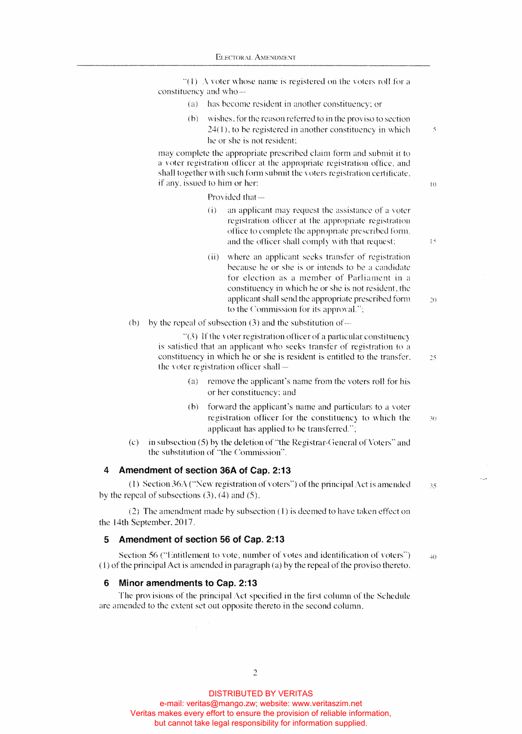"(1) A voter whose name is registered on the voters roll for a constituency and who—

(a) has become resident in another constituency; or

(b) wishes, for the reason referred to in the proviso to section 24(1), to be registered in another constituency in which he or she is not resident;

may complete the appropriate prescribed claim form and submit it to a voter registration officer at the appropriate registration office, and shall together with such form submit the voters registration certificate, if any, issued to him or her:

Provided that—

(i) an applicant may request the assistance of a voter registration officer at the appropriate registration office to complete the appropriate prescribed form, and the officer shall comply with that request;

(ii) where an applicant seeks transfer of registration because he or she is or intends to be a candidate for election as a member of Parliament in a constituency in which he or she is not resident, the applicant shall send the appropriate prescribed form to the Commission for its approval.";

(b) by the repeal of subsection (3) and the substitution of—

"(3) If the voter registration officer of a particular constituency is satisfied that an applicant who seeks transfer of registration to a constituency in which he or she is resident is entitled to the transfer, the voter registration officer shall—

(a) remove the applicant's name from the voters roll for his or her constituency; and

(b) forward the applicant's name and particulars to a voter registration officer for the constituency to which the applicant has applied to be transferred.";

(c) in subsection (5) by the deletion of "the Registrar-General of Voters" and the substitution of "the Commission".

## 4 Amendment of section 36A of Cap. 2:13

(1) Section 36A ("New registration of voters") of the principal Act is amended by the repeal of subsections (3), (4) and (5).

(2) The amendment made by subsection (1) is deemed to have taken effect on the 14th September, 2017.

## 5 Amendment of section 56 of Cap. 2:13

Section 56 ("Entitlement to vote, number of votes and identification of voters") (1) of the principal Act is amended in paragraph (a) by the repeal of the proviso thereto.

## 6 Minor amendments to Cap. 2:13

The provisions of the principal Act specified in the first column of the Schedule are amended to the extent set out opposite thereto in the second column.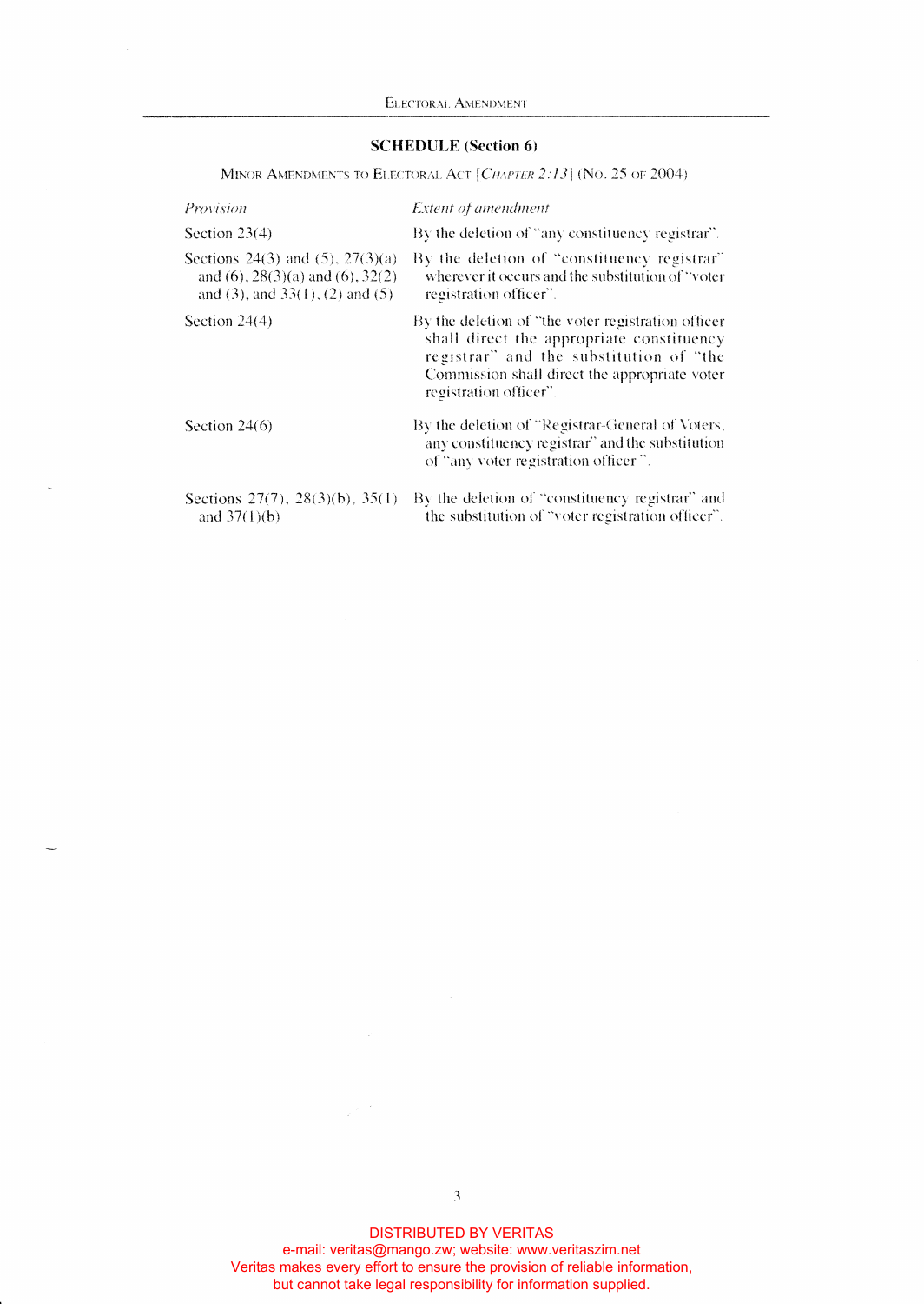## SCHEDULE (Section 6)

MINOR AMENDMENTS TO ELECTORAL ACT [*CHAPTER 2:13*] (NO. 25 OF 2004)

| *Provision* | *Extent of amendment* |
|---|---|
| Section 23(4) | By the deletion of "any constituency registrar". |
| Sections 24(3) and (5), 27(3)(a) and (6), 28(3)(a) and (6), 32(2) and (3), and 33(1), (2) and (5) | By the deletion of "constituency registrar" wherever it occurs and the substitution of "voter registration officer". |
| Section 24(4) | By the deletion of "the voter registration officer shall direct the appropriate constituency registrar" and the substitution of "the Commission shall direct the appropriate voter registration officer". |
| Section 24(6) | By the deletion of "Registrar-General of Voters, any constituency registrar" and the substitution of "any voter registration officer ". |
| Sections 27(7), 28(3)(b), 35(1) and 37(1)(b) | By the deletion of "constituency registrar" and the substitution of "voter registration officer". |

DISTRIBUTED BY VERITAS
e-mail: veritas@mango.zw; website: www.veritaszim.net
Veritas makes every effort to ensure the provision of reliable information, but cannot take legal responsibility for information supplied.